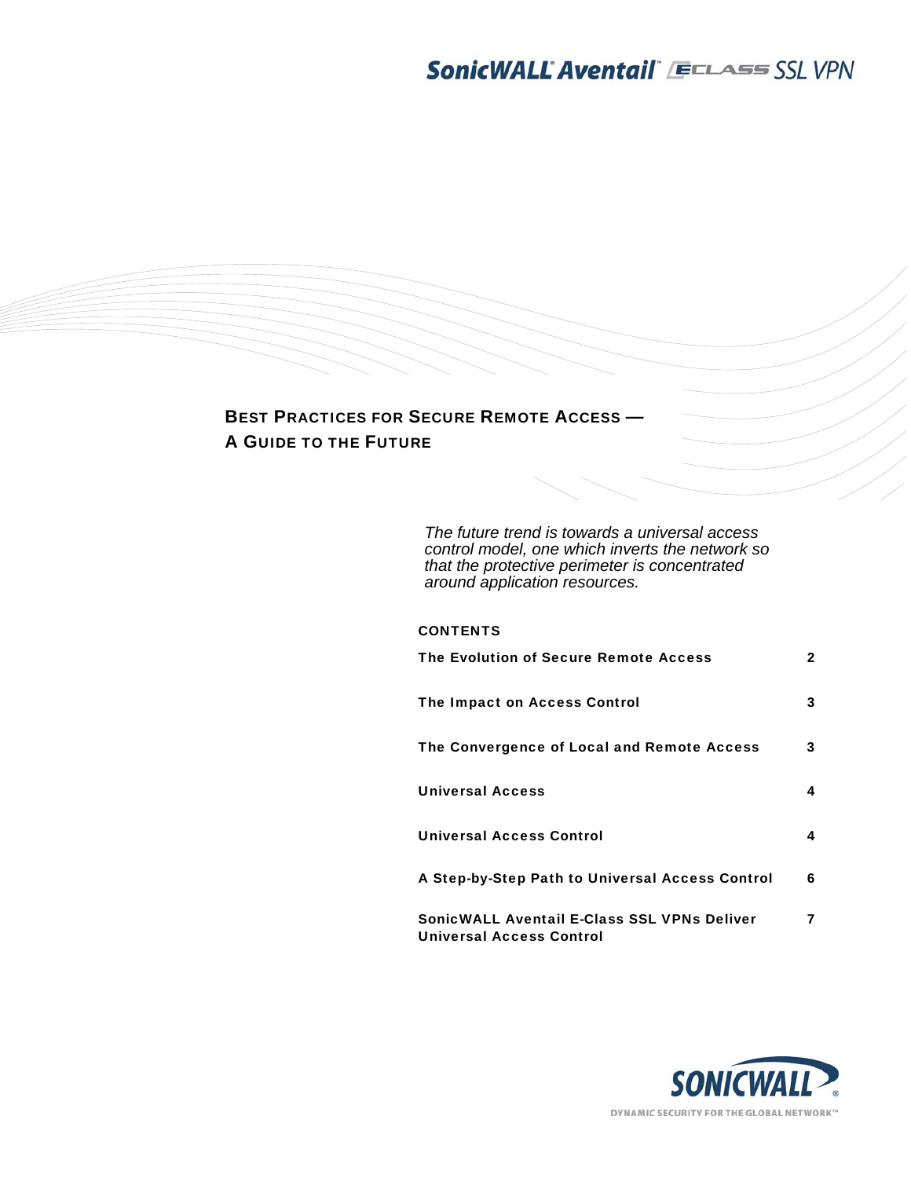SonicWALL® Aventail™ E-CLASS SSL VPN

# Best Practices for Secure Remote Access — A Guide to the Future

*The future trend is towards a universal access control model, one which inverts the network so that the protective perimeter is concentrated around application resources.*

**CONTENTS**

| | |
|---|---|
| **The Evolution of Secure Remote Access** | **2** |
| **The Impact on Access Control** | **3** |
| **The Convergence of Local and Remote Access** | **3** |
| **Universal Access** | **4** |
| **Universal Access Control** | **4** |
| **A Step-by-Step Path to Universal Access Control** | **6** |
| **SonicWALL Aventail E-Class SSL VPNs Deliver Universal Access Control** | **7** |

SONICWALL®

DYNAMIC SECURITY FOR THE GLOBAL NETWORK™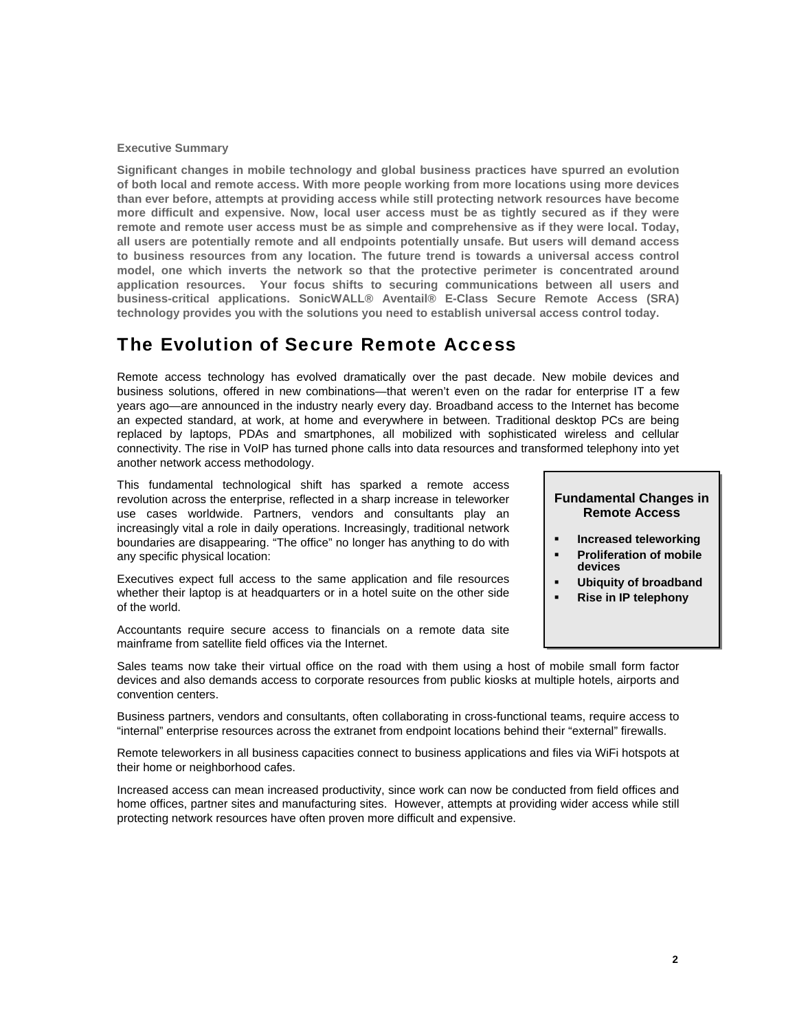**Executive Summary**

**Significant changes in mobile technology and global business practices have spurred an evolution of both local and remote access. With more people working from more locations using more devices than ever before, attempts at providing access while still protecting network resources have become more difficult and expensive. Now, local user access must be as tightly secured as if they were remote and remote user access must be as simple and comprehensive as if they were local. Today, all users are potentially remote and all endpoints potentially unsafe. But users will demand access to business resources from any location. The future trend is towards a universal access control model, one which inverts the network so that the protective perimeter is concentrated around application resources. Your focus shifts to securing communications between all users and business-critical applications. SonicWALL® Aventail® E-Class Secure Remote Access (SRA) technology provides you with the solutions you need to establish universal access control today.**

# The Evolution of Secure Remote Access

Remote access technology has evolved dramatically over the past decade. New mobile devices and business solutions, offered in new combinations—that weren't even on the radar for enterprise IT a few years ago—are announced in the industry nearly every day. Broadband access to the Internet has become an expected standard, at work, at home and everywhere in between. Traditional desktop PCs are being replaced by laptops, PDAs and smartphones, all mobilized with sophisticated wireless and cellular connectivity. The rise in VoIP has turned phone calls into data resources and transformed telephony into yet another network access methodology.

This fundamental technological shift has sparked a remote access revolution across the enterprise, reflected in a sharp increase in teleworker use cases worldwide. Partners, vendors and consultants play an increasingly vital a role in daily operations. Increasingly, traditional network boundaries are disappearing. "The office" no longer has anything to do with any specific physical location:

> **Fundamental Changes in Remote Access**
>
> - **Increased teleworking**
> - **Proliferation of mobile devices**
> - **Ubiquity of broadband**
> - **Rise in IP telephony**

Executives expect full access to the same application and file resources whether their laptop is at headquarters or in a hotel suite on the other side of the world.

Accountants require secure access to financials on a remote data site mainframe from satellite field offices via the Internet.

Sales teams now take their virtual office on the road with them using a host of mobile small form factor devices and also demands access to corporate resources from public kiosks at multiple hotels, airports and convention centers.

Business partners, vendors and consultants, often collaborating in cross-functional teams, require access to "internal" enterprise resources across the extranet from endpoint locations behind their "external" firewalls.

Remote teleworkers in all business capacities connect to business applications and files via WiFi hotspots at their home or neighborhood cafes.

Increased access can mean increased productivity, since work can now be conducted from field offices and home offices, partner sites and manufacturing sites. However, attempts at providing wider access while still protecting network resources have often proven more difficult and expensive.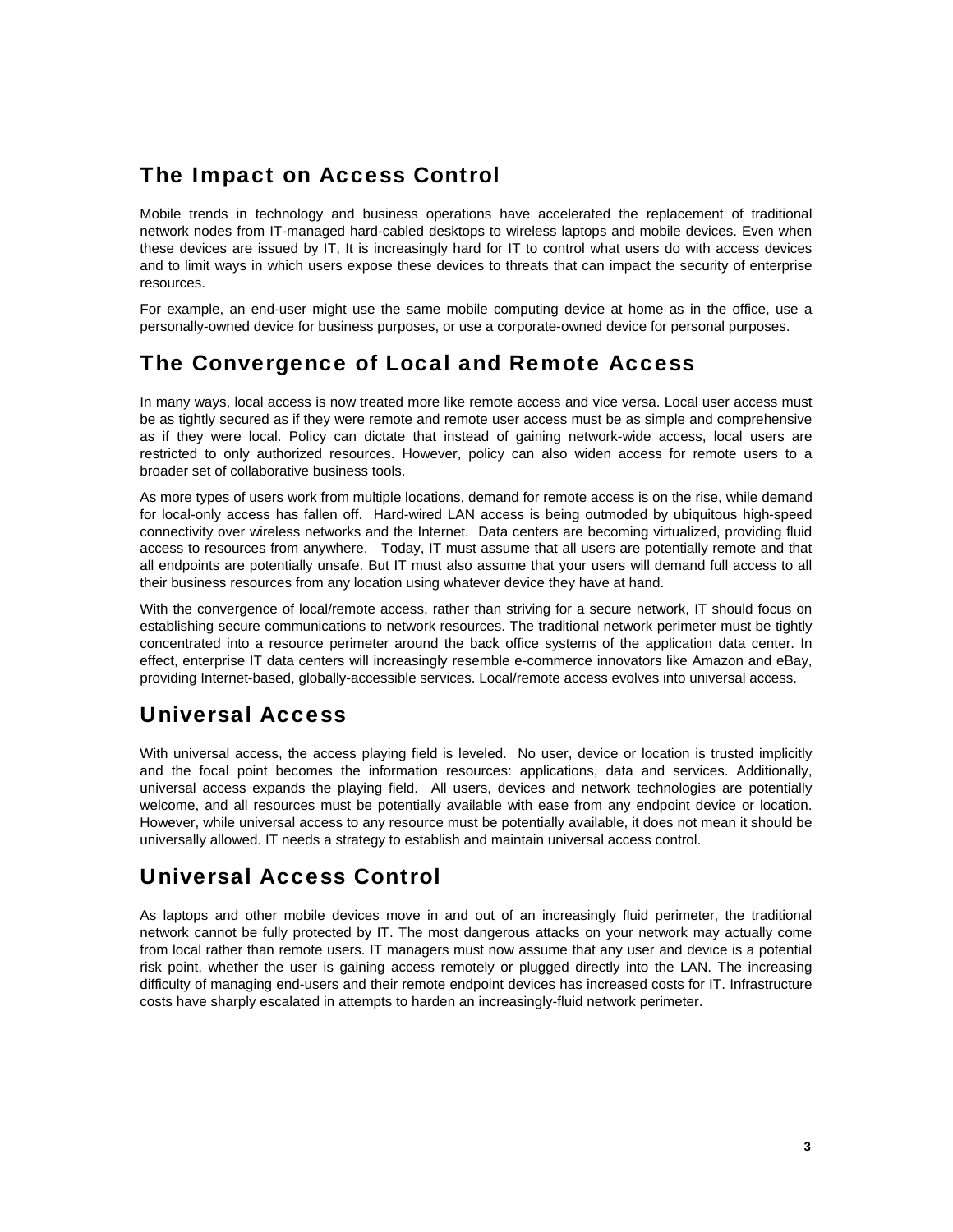## The Impact on Access Control

Mobile trends in technology and business operations have accelerated the replacement of traditional network nodes from IT-managed hard-cabled desktops to wireless laptops and mobile devices. Even when these devices are issued by IT, It is increasingly hard for IT to control what users do with access devices and to limit ways in which users expose these devices to threats that can impact the security of enterprise resources.

For example, an end-user might use the same mobile computing device at home as in the office, use a personally-owned device for business purposes, or use a corporate-owned device for personal purposes.

## The Convergence of Local and Remote Access

In many ways, local access is now treated more like remote access and vice versa. Local user access must be as tightly secured as if they were remote and remote user access must be as simple and comprehensive as if they were local. Policy can dictate that instead of gaining network-wide access, local users are restricted to only authorized resources. However, policy can also widen access for remote users to a broader set of collaborative business tools.

As more types of users work from multiple locations, demand for remote access is on the rise, while demand for local-only access has fallen off. Hard-wired LAN access is being outmoded by ubiquitous high-speed connectivity over wireless networks and the Internet. Data centers are becoming virtualized, providing fluid access to resources from anywhere. Today, IT must assume that all users are potentially remote and that all endpoints are potentially unsafe. But IT must also assume that your users will demand full access to all their business resources from any location using whatever device they have at hand.

With the convergence of local/remote access, rather than striving for a secure network, IT should focus on establishing secure communications to network resources. The traditional network perimeter must be tightly concentrated into a resource perimeter around the back office systems of the application data center. In effect, enterprise IT data centers will increasingly resemble e-commerce innovators like Amazon and eBay, providing Internet-based, globally-accessible services. Local/remote access evolves into universal access.

## Universal Access

With universal access, the access playing field is leveled. No user, device or location is trusted implicitly and the focal point becomes the information resources: applications, data and services. Additionally, universal access expands the playing field. All users, devices and network technologies are potentially welcome, and all resources must be potentially available with ease from any endpoint device or location. However, while universal access to any resource must be potentially available, it does not mean it should be universally allowed. IT needs a strategy to establish and maintain universal access control.

## Universal Access Control

As laptops and other mobile devices move in and out of an increasingly fluid perimeter, the traditional network cannot be fully protected by IT. The most dangerous attacks on your network may actually come from local rather than remote users. IT managers must now assume that any user and device is a potential risk point, whether the user is gaining access remotely or plugged directly into the LAN. The increasing difficulty of managing end-users and their remote endpoint devices has increased costs for IT. Infrastructure costs have sharply escalated in attempts to harden an increasingly-fluid network perimeter.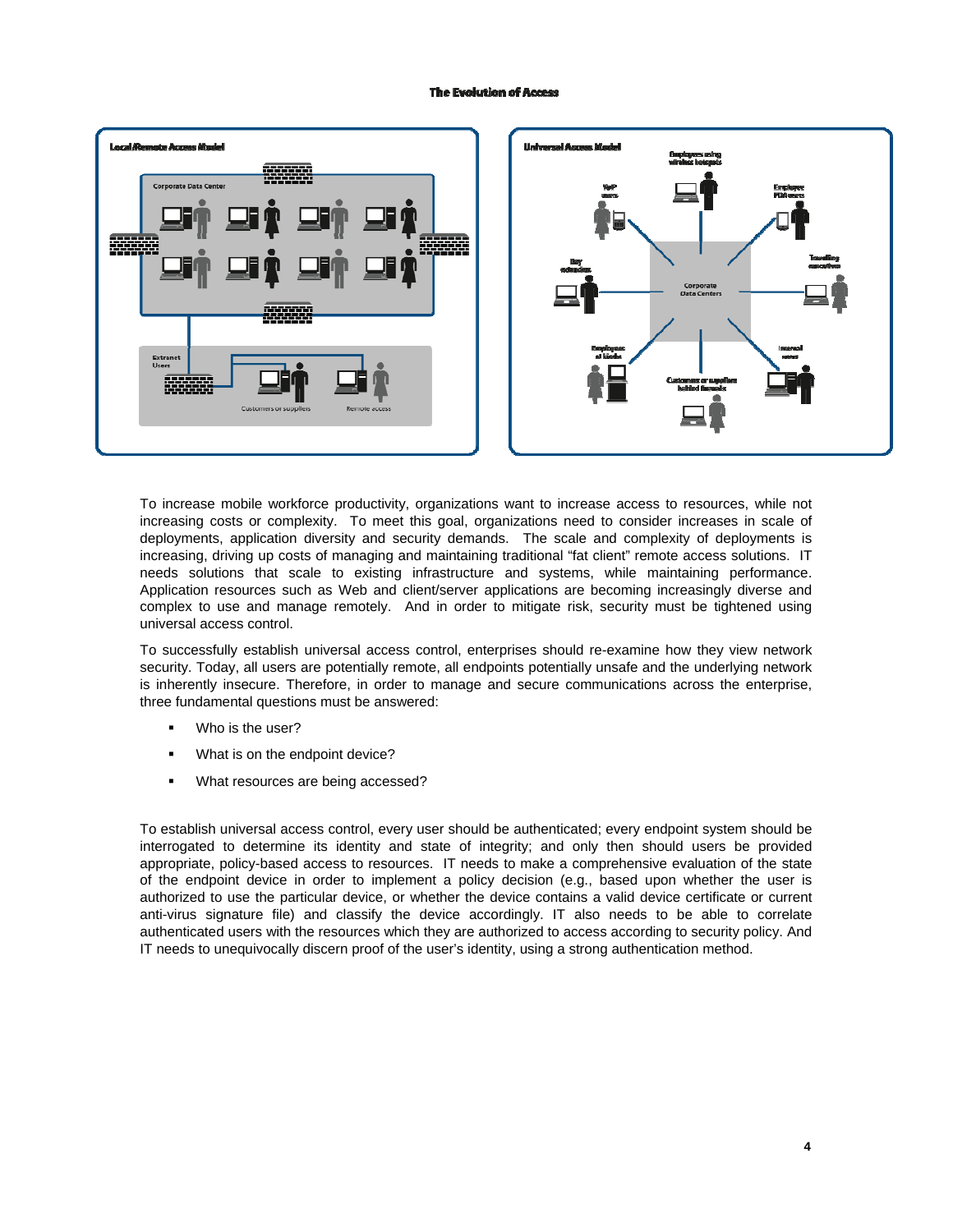**The Evolution of Access**

To increase mobile workforce productivity, organizations want to increase access to resources, while not increasing costs or complexity. To meet this goal, organizations need to consider increases in scale of deployments, application diversity and security demands. The scale and complexity of deployments is increasing, driving up costs of managing and maintaining traditional "fat client" remote access solutions. IT needs solutions that scale to existing infrastructure and systems, while maintaining performance. Application resources such as Web and client/server applications are becoming increasingly diverse and complex to use and manage remotely. And in order to mitigate risk, security must be tightened using universal access control.

To successfully establish universal access control, enterprises should re-examine how they view network security. Today, all users are potentially remote, all endpoints potentially unsafe and the underlying network is inherently insecure. Therefore, in order to manage and secure communications across the enterprise, three fundamental questions must be answered:

- Who is the user?
- What is on the endpoint device?
- What resources are being accessed?

To establish universal access control, every user should be authenticated; every endpoint system should be interrogated to determine its identity and state of integrity; and only then should users be provided appropriate, policy-based access to resources. IT needs to make a comprehensive evaluation of the state of the endpoint device in order to implement a policy decision (e.g., based upon whether the user is authorized to use the particular device, or whether the device contains a valid device certificate or current anti-virus signature file) and classify the device accordingly. IT also needs to be able to correlate authenticated users with the resources which they are authorized to access according to security policy. And IT needs to unequivocally discern proof of the user's identity, using a strong authentication method.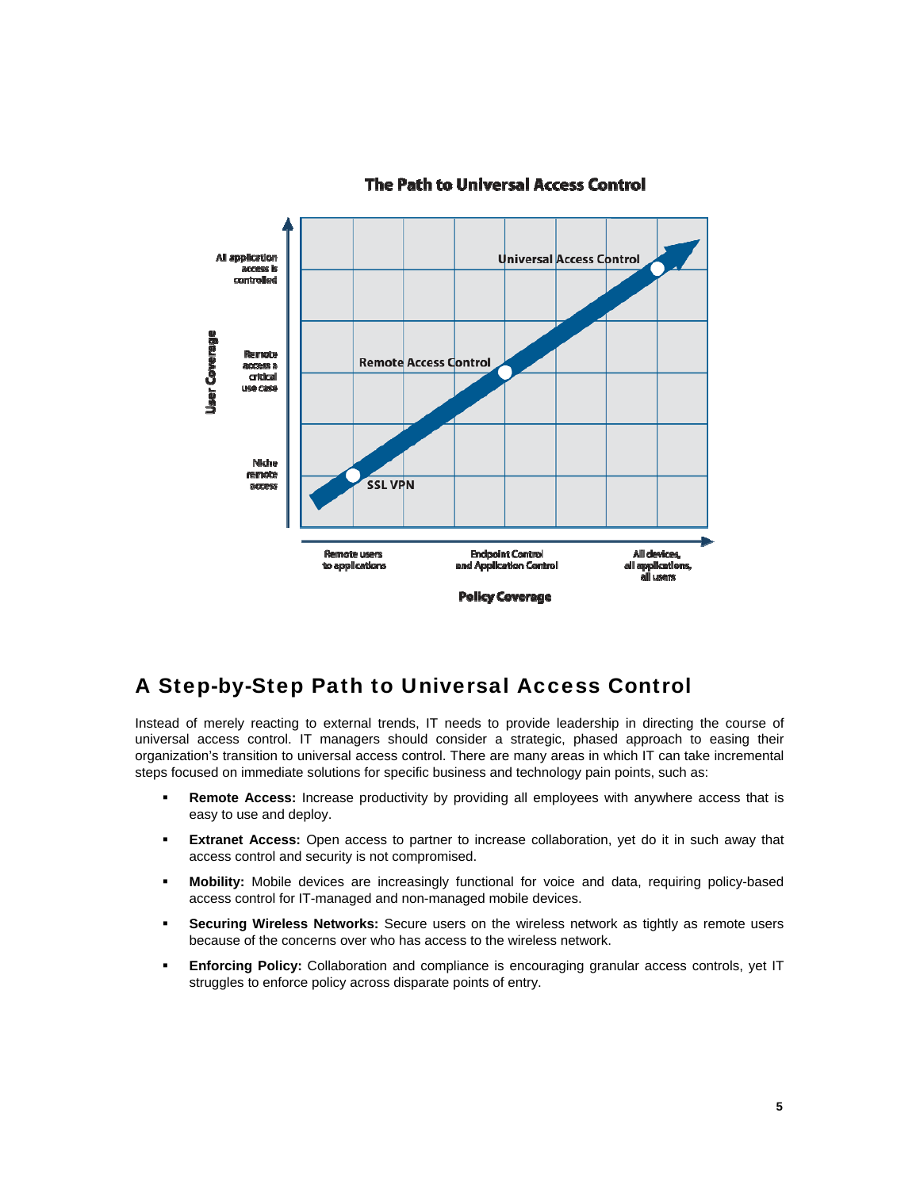## The Path to Universal Access Control

User Coverage: Niche remote access → Remote access a critical use case → All application access is controlled

Policy Coverage: Remote users to applications → Endpoint Control and Application Control → All devices, all applications, all users

SSL VPN → Remote Access Control → Universal Access Control

# A Step-by-Step Path to Universal Access Control

Instead of merely reacting to external trends, IT needs to provide leadership in directing the course of universal access control. IT managers should consider a strategic, phased approach to easing their organization's transition to universal access control. There are many areas in which IT can take incremental steps focused on immediate solutions for specific business and technology pain points, such as:

- **Remote Access:** Increase productivity by providing all employees with anywhere access that is easy to use and deploy.
- **Extranet Access:** Open access to partner to increase collaboration, yet do it in such away that access control and security is not compromised.
- **Mobility:** Mobile devices are increasingly functional for voice and data, requiring policy-based access control for IT-managed and non-managed mobile devices.
- **Securing Wireless Networks:** Secure users on the wireless network as tightly as remote users because of the concerns over who has access to the wireless network.
- **Enforcing Policy:** Collaboration and compliance is encouraging granular access controls, yet IT struggles to enforce policy across disparate points of entry.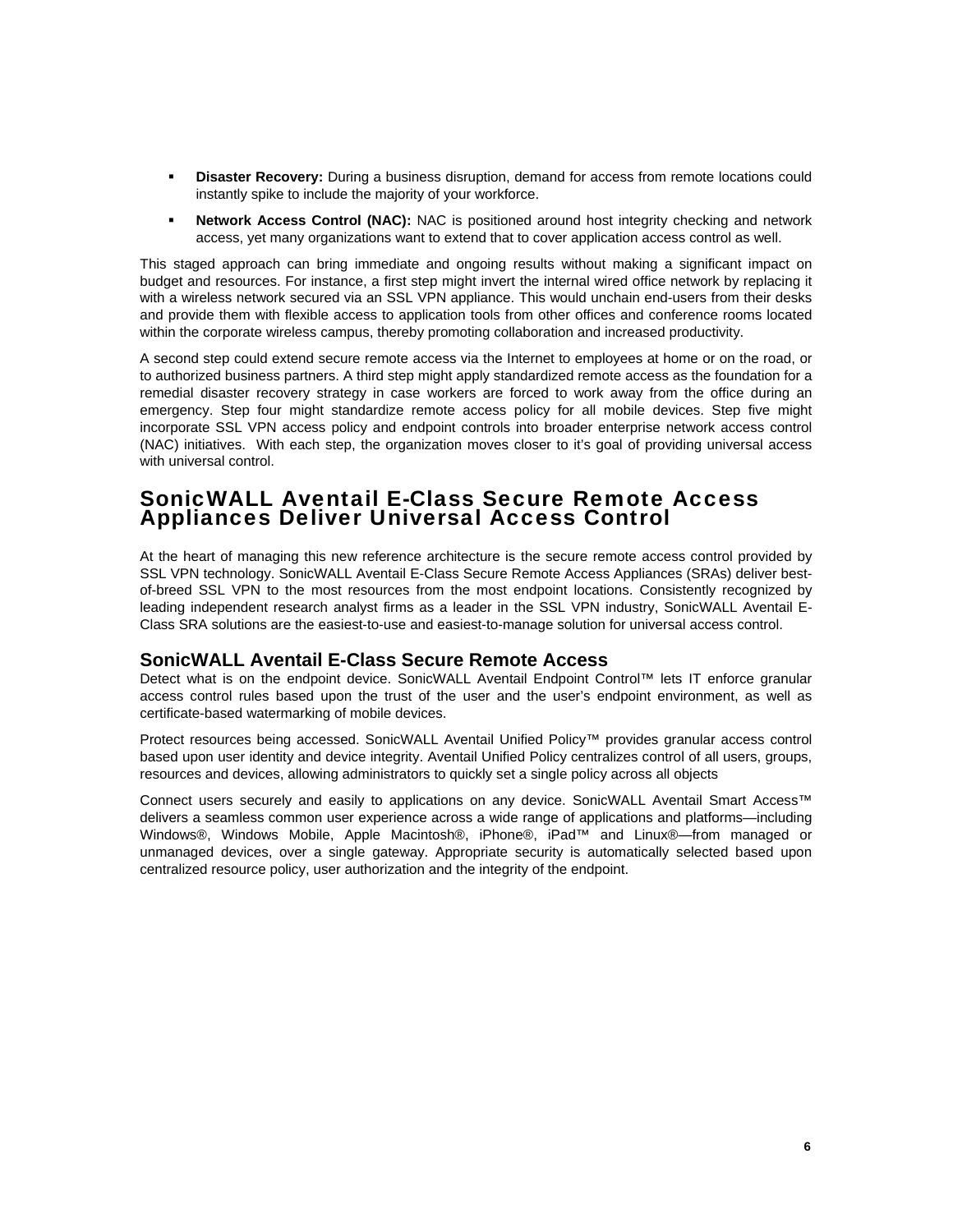- **Disaster Recovery:** During a business disruption, demand for access from remote locations could instantly spike to include the majority of your workforce.
- **Network Access Control (NAC):** NAC is positioned around host integrity checking and network access, yet many organizations want to extend that to cover application access control as well.

This staged approach can bring immediate and ongoing results without making a significant impact on budget and resources. For instance, a first step might invert the internal wired office network by replacing it with a wireless network secured via an SSL VPN appliance. This would unchain end-users from their desks and provide them with flexible access to application tools from other offices and conference rooms located within the corporate wireless campus, thereby promoting collaboration and increased productivity.

A second step could extend secure remote access via the Internet to employees at home or on the road, or to authorized business partners. A third step might apply standardized remote access as the foundation for a remedial disaster recovery strategy in case workers are forced to work away from the office during an emergency. Step four might standardize remote access policy for all mobile devices. Step five might incorporate SSL VPN access policy and endpoint controls into broader enterprise network access control (NAC) initiatives. With each step, the organization moves closer to it's goal of providing universal access with universal control.

## SonicWALL Aventail E-Class Secure Remote Access Appliances Deliver Universal Access Control

At the heart of managing this new reference architecture is the secure remote access control provided by SSL VPN technology. SonicWALL Aventail E-Class Secure Remote Access Appliances (SRAs) deliver best-of-breed SSL VPN to the most resources from the most endpoint locations. Consistently recognized by leading independent research analyst firms as a leader in the SSL VPN industry, SonicWALL Aventail E-Class SRA solutions are the easiest-to-use and easiest-to-manage solution for universal access control.

### SonicWALL Aventail E-Class Secure Remote Access

Detect what is on the endpoint device. SonicWALL Aventail Endpoint Control™ lets IT enforce granular access control rules based upon the trust of the user and the user's endpoint environment, as well as certificate-based watermarking of mobile devices.

Protect resources being accessed. SonicWALL Aventail Unified Policy™ provides granular access control based upon user identity and device integrity. Aventail Unified Policy centralizes control of all users, groups, resources and devices, allowing administrators to quickly set a single policy across all objects

Connect users securely and easily to applications on any device. SonicWALL Aventail Smart Access™ delivers a seamless common user experience across a wide range of applications and platforms—including Windows®, Windows Mobile, Apple Macintosh®, iPhone®, iPad™ and Linux®—from managed or unmanaged devices, over a single gateway. Appropriate security is automatically selected based upon centralized resource policy, user authorization and the integrity of the endpoint.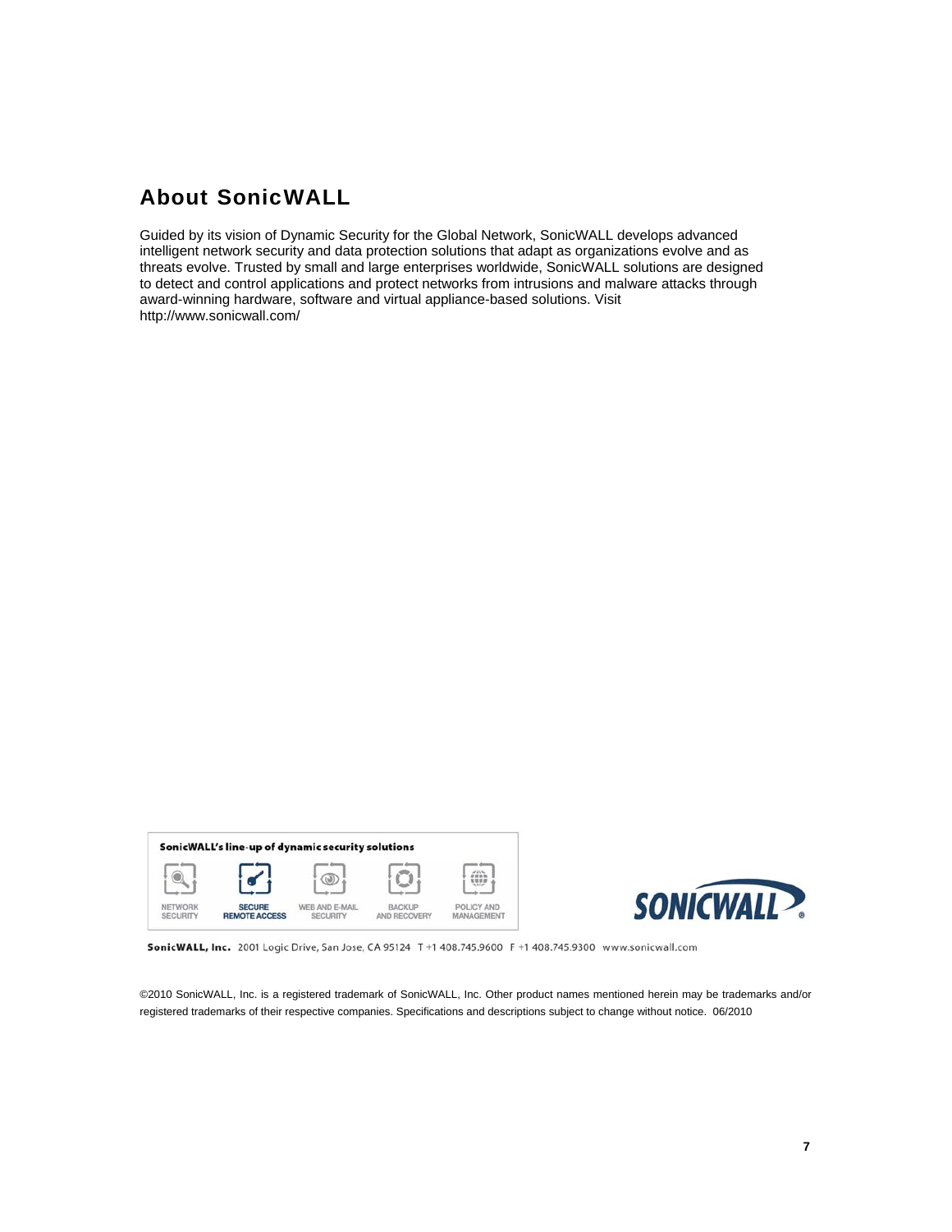## About SonicWALL

Guided by its vision of Dynamic Security for the Global Network, SonicWALL develops advanced intelligent network security and data protection solutions that adapt as organizations evolve and as threats evolve. Trusted by small and large enterprises worldwide, SonicWALL solutions are designed to detect and control applications and protect networks from intrusions and malware attacks through award-winning hardware, software and virtual appliance-based solutions. Visit http://www.sonicwall.com/

SonicWALL's line-up of dynamic security solutions

NETWORK SECURITY

SECURE REMOTE ACCESS

WEB AND E-MAIL SECURITY

BACKUP AND RECOVERY

POLICY AND MANAGEMENT

SONICWALL®

**SonicWALL, Inc.** 2001 Logic Drive, San Jose, CA 95124 T +1 408.745.9600 F +1 408.745.9300 www.sonicwall.com

©2010 SonicWALL, Inc. is a registered trademark of SonicWALL, Inc. Other product names mentioned herein may be trademarks and/or registered trademarks of their respective companies. Specifications and descriptions subject to change without notice. 06/2010